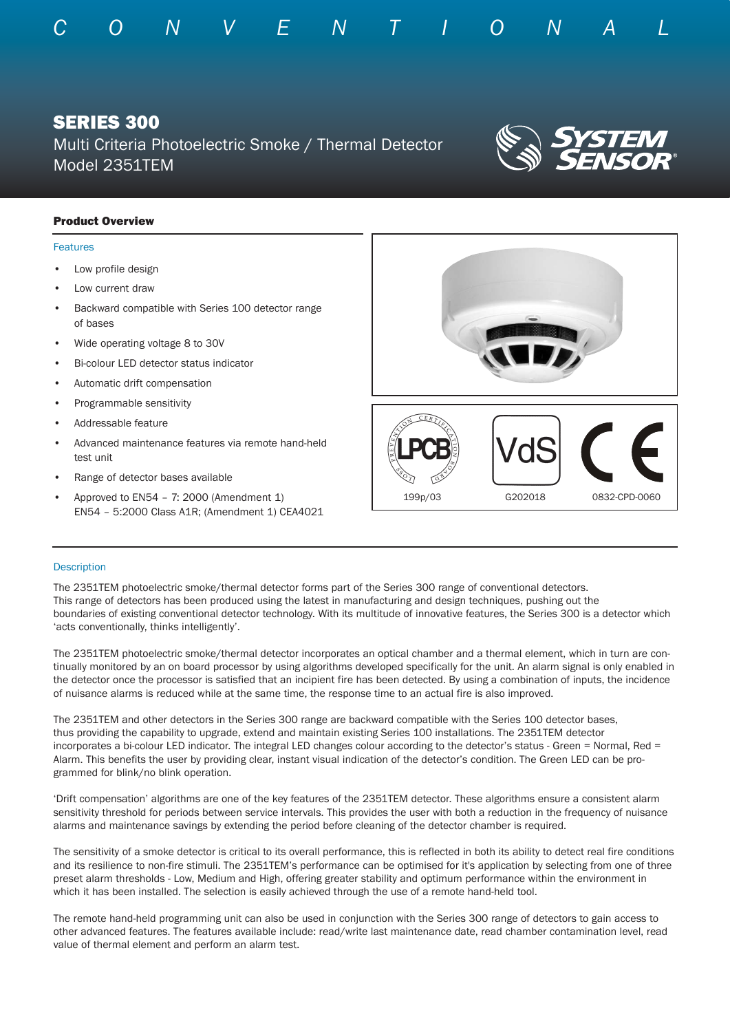C O N V E N T I O N A L

# SERIES 300

Multi Criteria Photoelectric Smoke / Thermal Detector
Model 2351TEM

SYSTEM SENSOR®

## Product Overview

### Features

- Low profile design
- Low current draw
- Backward compatible with Series 100 detector range of bases
- Wide operating voltage 8 to 30V
- Bi-colour LED detector status indicator
- Automatic drift compensation
- Programmable sensitivity
- Addressable feature
- Advanced maintenance features via remote hand-held test unit
- Range of detector bases available
- Approved to EN54 – 7: 2000 (Amendment 1)
  EN54 – 5:2000 Class A1R; (Amendment 1) CEA4021

LPCB 199p/03 | VdS G202018 | CE 0832-CPD-0060

### Description

The 2351TEM photoelectric smoke/thermal detector forms part of the Series 300 range of conventional detectors. This range of detectors has been produced using the latest in manufacturing and design techniques, pushing out the boundaries of existing conventional detector technology. With its multitude of innovative features, the Series 300 is a detector which 'acts conventionally, thinks intelligently'.

The 2351TEM photoelectric smoke/thermal detector incorporates an optical chamber and a thermal element, which in turn are continually monitored by an on board processor by using algorithms developed specifically for the unit. An alarm signal is only enabled in the detector once the processor is satisfied that an incipient fire has been detected. By using a combination of inputs, the incidence of nuisance alarms is reduced while at the same time, the response time to an actual fire is also improved.

The 2351TEM and other detectors in the Series 300 range are backward compatible with the Series 100 detector bases, thus providing the capability to upgrade, extend and maintain existing Series 100 installations. The 2351TEM detector incorporates a bi-colour LED indicator. The integral LED changes colour according to the detector's status - Green = Normal, Red = Alarm. This benefits the user by providing clear, instant visual indication of the detector's condition. The Green LED can be programmed for blink/no blink operation.

'Drift compensation' algorithms are one of the key features of the 2351TEM detector. These algorithms ensure a consistent alarm sensitivity threshold for periods between service intervals. This provides the user with both a reduction in the frequency of nuisance alarms and maintenance savings by extending the period before cleaning of the detector chamber is required.

The sensitivity of a smoke detector is critical to its overall performance, this is reflected in both its ability to detect real fire conditions and its resilience to non-fire stimuli. The 2351TEM's performance can be optimised for it's application by selecting from one of three preset alarm thresholds - Low, Medium and High, offering greater stability and optimum performance within the environment in which it has been installed. The selection is easily achieved through the use of a remote hand-held tool.

The remote hand-held programming unit can also be used in conjunction with the Series 300 range of detectors to gain access to other advanced features. The features available include: read/write last maintenance date, read chamber contamination level, read value of thermal element and perform an alarm test.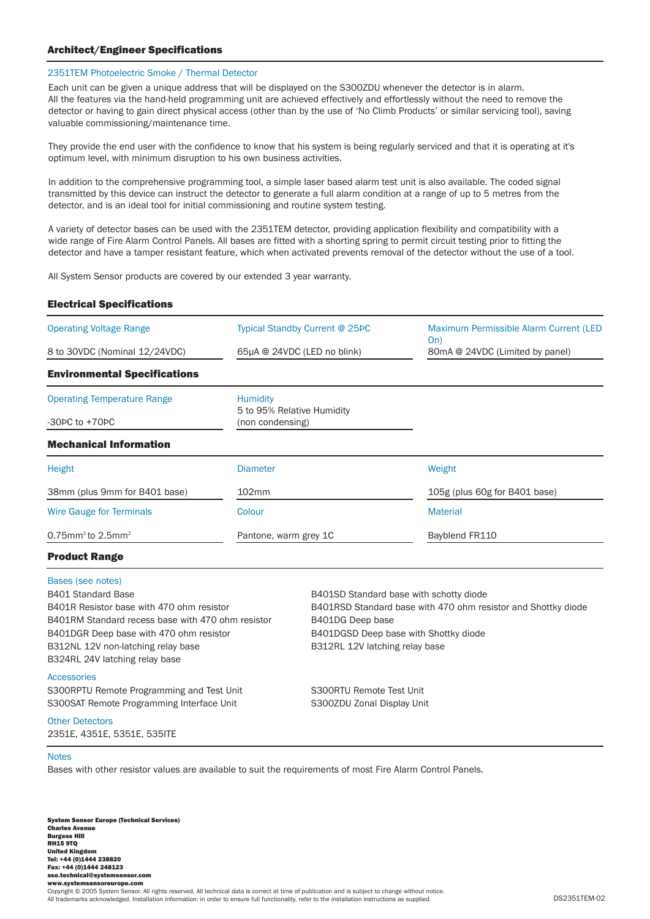## Architect/Engineer Specifications

2351TEM Photoelectric Smoke / Thermal Detector

Each unit can be given a unique address that will be displayed on the S300ZDU whenever the detector is in alarm. All the features via the hand-held programming unit are achieved effectively and effortlessly without the need to remove the detector or having to gain direct physical access (other than by the use of 'No Climb Products' or similar servicing tool), saving valuable commissioning/maintenance time.

They provide the end user with the confidence to know that his system is being regularly serviced and that it is operating at it's optimum level, with minimum disruption to his own business activities.

In addition to the comprehensive programming tool, a simple laser based alarm test unit is also available. The coded signal transmitted by this device can instruct the detector to generate a full alarm condition at a range of up to 5 metres from the detector, and is an ideal tool for initial commissioning and routine system testing.

A variety of detector bases can be used with the 2351TEM detector, providing application flexibility and compatibility with a wide range of Fire Alarm Control Panels. All bases are fitted with a shorting spring to permit circuit testing prior to fitting the detector and have a tamper resistant feature, which when activated prevents removal of the detector without the use of a tool.

All System Sensor products are covered by our extended 3 year warranty.

## Electrical Specifications

| Operating Voltage Range | Typical Standby Current @ 25ÞC | Maximum Permissible Alarm Current (LED On) |
|---|---|---|
| 8 to 30VDC (Nominal 12/24VDC) | 65μA @ 24VDC (LED no blink) | 80mA @ 24VDC (Limited by panel) |

## Environmental Specifications

| Operating Temperature Range | Humidity |
|---|---|
| -30ÞC to +70ÞC | 5 to 95% Relative Humidity (non condensing) |

## Mechanical Information

| Height | Diameter | Weight |
|---|---|---|
| 38mm (plus 9mm for B401 base) | 102mm | 105g (plus 60g for B401 base) |
| **Wire Gauge for Terminals** | **Colour** | **Material** |
| $0.75mm^2$ to $2.5mm^2$ | Pantone, warm grey 1C | Bayblend FR110 |

## Product Range

Bases (see notes)

B401 Standard Base
B401R Resistor base with 470 ohm resistor
B401RM Standard recess base with 470 ohm resistor
B401DGR Deep base with 470 ohm resistor
B312NL 12V non-latching relay base
B324RL 24V latching relay base
B401SD Standard base with schotty diode
B401RSD Standard base with 470 ohm resistor and Shottky diode
B401DG Deep base
B401DGSD Deep base with Shottky diode
B312RL 12V latching relay base

Accessories

S300RPTU Remote Programming and Test Unit
S300SAT Remote Programming Interface Unit
S300RTU Remote Test Unit
S300ZDU Zonal Display Unit

Other Detectors

2351E, 4351E, 5351E, 535ITE

Notes

Bases with other resistor values are available to suit the requirements of most Fire Alarm Control Panels.

**System Sensor Europe (Technical Services)**
**Charles Avenue**
**Burgess Hill**
**RH15 9TQ**
**United Kingdom**
**Tel: +44 (0)1444 238820**
**Fax: +44 (0)1444 248123**
**sse.technical@systemsensor.com**
**www.systemsensoreurope.com**

Copyright © 2005 System Sensor. All rights reserved. All technical data is correct at time of publication and is subject to change without notice.
All trademarks acknowledged. Installation information: in order to ensure full functionality, refer to the installation instructions as supplied.

DS2351TEM-02